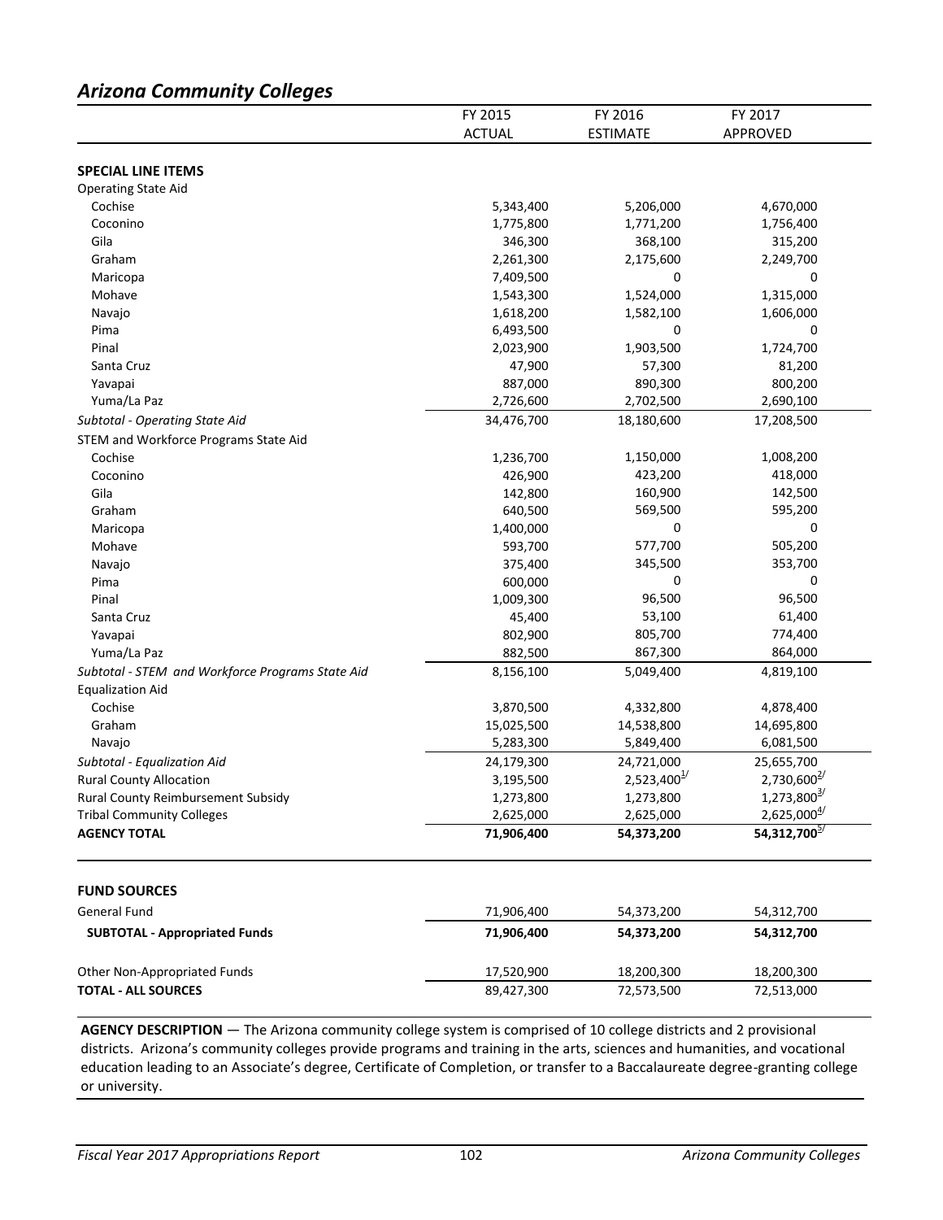## *Arizona Community Colleges*

| | FY 2015 ACTUAL | FY 2016 ESTIMATE | FY 2017 APPROVED |
|---|---|---|---|
| **SPECIAL LINE ITEMS** | | | |
| Operating State Aid | | | |
| Cochise | 5,343,400 | 5,206,000 | 4,670,000 |
| Coconino | 1,775,800 | 1,771,200 | 1,756,400 |
| Gila | 346,300 | 368,100 | 315,200 |
| Graham | 2,261,300 | 2,175,600 | 2,249,700 |
| Maricopa | 7,409,500 | 0 | 0 |
| Mohave | 1,543,300 | 1,524,000 | 1,315,000 |
| Navajo | 1,618,200 | 1,582,100 | 1,606,000 |
| Pima | 6,493,500 | 0 | 0 |
| Pinal | 2,023,900 | 1,903,500 | 1,724,700 |
| Santa Cruz | 47,900 | 57,300 | 81,200 |
| Yavapai | 887,000 | 890,300 | 800,200 |
| Yuma/La Paz | 2,726,600 | 2,702,500 | 2,690,100 |
| *Subtotal - Operating State Aid* | 34,476,700 | 18,180,600 | 17,208,500 |
| STEM and Workforce Programs State Aid | | | |
| Cochise | 1,236,700 | 1,150,000 | 1,008,200 |
| Coconino | 426,900 | 423,200 | 418,000 |
| Gila | 142,800 | 160,900 | 142,500 |
| Graham | 640,500 | 569,500 | 595,200 |
| Maricopa | 1,400,000 | 0 | 0 |
| Mohave | 593,700 | 577,700 | 505,200 |
| Navajo | 375,400 | 345,500 | 353,700 |
| Pima | 600,000 | 0 | 0 |
| Pinal | 1,009,300 | 96,500 | 96,500 |
| Santa Cruz | 45,400 | 53,100 | 61,400 |
| Yavapai | 802,900 | 805,700 | 774,400 |
| Yuma/La Paz | 882,500 | 867,300 | 864,000 |
| *Subtotal - STEM and Workforce Programs State Aid* | 8,156,100 | 5,049,400 | 4,819,100 |
| Equalization Aid | | | |
| Cochise | 3,870,500 | 4,332,800 | 4,878,400 |
| Graham | 15,025,500 | 14,538,800 | 14,695,800 |
| Navajo | 5,283,300 | 5,849,400 | 6,081,500 |
| *Subtotal - Equalization Aid* | 24,179,300 | 24,721,000 | 25,655,700 |
| Rural County Allocation | 3,195,500 | 2,523,400[1/] | 2,730,600[2/] |
| Rural County Reimbursement Subsidy | 1,273,800 | 1,273,800 | 1,273,800[3/] |
| Tribal Community Colleges | 2,625,000 | 2,625,000 | 2,625,000[4/] |
| **AGENCY TOTAL** | **71,906,400** | **54,373,200** | **54,312,700[5/]** |

| | FY 2015 ACTUAL | FY 2016 ESTIMATE | FY 2017 APPROVED |
|---|---|---|---|
| **FUND SOURCES** | | | |
| General Fund | 71,906,400 | 54,373,200 | 54,312,700 |
| **SUBTOTAL - Appropriated Funds** | **71,906,400** | **54,373,200** | **54,312,700** |
| Other Non-Appropriated Funds | 17,520,900 | 18,200,300 | 18,200,300 |
| **TOTAL - ALL SOURCES** | 89,427,300 | 72,573,500 | 72,513,000 |

**AGENCY DESCRIPTION** — The Arizona community college system is comprised of 10 college districts and 2 provisional districts. Arizona's community colleges provide programs and training in the arts, sciences and humanities, and vocational education leading to an Associate's degree, Certificate of Completion, or transfer to a Baccalaureate degree-granting college or university.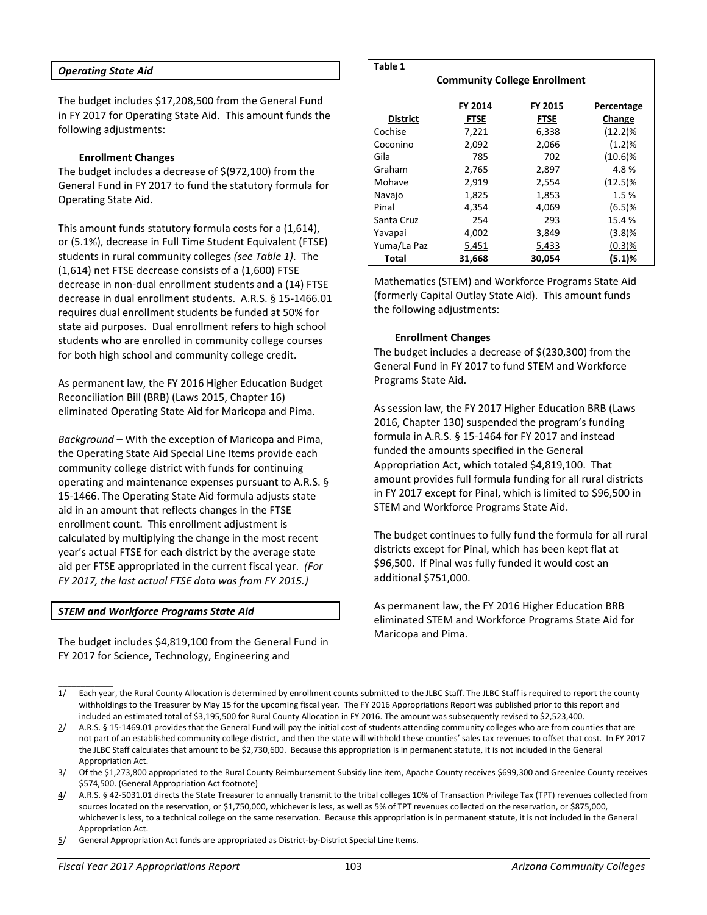### *Operating State Aid*

The budget includes $17,208,500 from the General Fund in FY 2017 for Operating State Aid. This amount funds the following adjustments:

**Enrollment Changes**

The budget includes a decrease of $(972,100) from the General Fund in FY 2017 to fund the statutory formula for Operating State Aid.

This amount funds statutory formula costs for a (1,614), or (5.1%), decrease in Full Time Student Equivalent (FTSE) students in rural community colleges *(see Table 1)*. The (1,614) net FTSE decrease consists of a (1,600) FTSE decrease in non-dual enrollment students and a (14) FTSE decrease in dual enrollment students. A.R.S. § 15-1466.01 requires dual enrollment students be funded at 50% for state aid purposes. Dual enrollment refers to high school students who are enrolled in community college courses for both high school and community college credit.

As permanent law, the FY 2016 Higher Education Budget Reconciliation Bill (BRB) (Laws 2015, Chapter 16) eliminated Operating State Aid for Maricopa and Pima.

*Background* – With the exception of Maricopa and Pima, the Operating State Aid Special Line Items provide each community college district with funds for continuing operating and maintenance expenses pursuant to A.R.S. § 15-1466. The Operating State Aid formula adjusts state aid in an amount that reflects changes in the FTSE enrollment count. This enrollment adjustment is calculated by multiplying the change in the most recent year's actual FTSE for each district by the average state aid per FTSE appropriated in the current fiscal year. *(For FY 2017, the last actual FTSE data was from FY 2015.)*

**Table 1**

**Community College Enrollment**

| District | FY 2014 FTSE | FY 2015 FTSE | Percentage Change |
|---|---|---|---|
| Cochise | 7,221 | 6,338 | (12.2)% |
| Coconino | 2,092 | 2,066 | (1.2)% |
| Gila | 785 | 702 | (10.6)% |
| Graham | 2,765 | 2,897 | 4.8 % |
| Mohave | 2,919 | 2,554 | (12.5)% |
| Navajo | 1,825 | 1,853 | 1.5 % |
| Pinal | 4,354 | 4,069 | (6.5)% |
| Santa Cruz | 254 | 293 | 15.4 % |
| Yavapai | 4,002 | 3,849 | (3.8)% |
| Yuma/La Paz | 5,451 | 5,433 | (0.3)% |
| **Total** | **31,668** | **30,054** | **(5.1)%** |

### *STEM and Workforce Programs State Aid*

The budget includes $4,819,100 from the General Fund in FY 2017 for Science, Technology, Engineering and Mathematics (STEM) and Workforce Programs State Aid (formerly Capital Outlay State Aid). This amount funds the following adjustments:

**Enrollment Changes**

The budget includes a decrease of $(230,300) from the General Fund in FY 2017 to fund STEM and Workforce Programs State Aid.

As session law, the FY 2017 Higher Education BRB (Laws 2016, Chapter 130) suspended the program's funding formula in A.R.S. § 15-1464 for FY 2017 and instead funded the amounts specified in the General Appropriation Act, which totaled $4,819,100. That amount provides full formula funding for all rural districts in FY 2017 except for Pinal, which is limited to $96,500 in STEM and Workforce Programs State Aid.

The budget continues to fully fund the formula for all rural districts except for Pinal, which has been kept flat at $96,500. If Pinal was fully funded it would cost an additional $751,000.

As permanent law, the FY 2016 Higher Education BRB eliminated STEM and Workforce Programs State Aid for Maricopa and Pima.

---

1/ Each year, the Rural County Allocation is determined by enrollment counts submitted to the JLBC Staff. The JLBC Staff is required to report the county withholdings to the Treasurer by May 15 for the upcoming fiscal year. The FY 2016 Appropriations Report was published prior to this report and included an estimated total of $3,195,500 for Rural County Allocation in FY 2016. The amount was subsequently revised to $2,523,400.

2/ A.R.S. § 15-1469.01 provides that the General Fund will pay the initial cost of students attending community colleges who are from counties that are not part of an established community college district, and then the state will withhold these counties' sales tax revenues to offset that cost. In FY 2017 the JLBC Staff calculates that amount to be $2,730,600. Because this appropriation is in permanent statute, it is not included in the General Appropriation Act.

3/ Of the $1,273,800 appropriated to the Rural County Reimbursement Subsidy line item, Apache County receives $699,300 and Greenlee County receives $574,500. (General Appropriation Act footnote)

4/ A.R.S. § 42-5031.01 directs the State Treasurer to annually transmit to the tribal colleges 10% of Transaction Privilege Tax (TPT) revenues collected from sources located on the reservation, or $1,750,000, whichever is less, as well as 5% of TPT revenues collected on the reservation, or $875,000, whichever is less, to a technical college on the same reservation. Because this appropriation is in permanent statute, it is not included in the General Appropriation Act.

5/ General Appropriation Act funds are appropriated as District-by-District Special Line Items.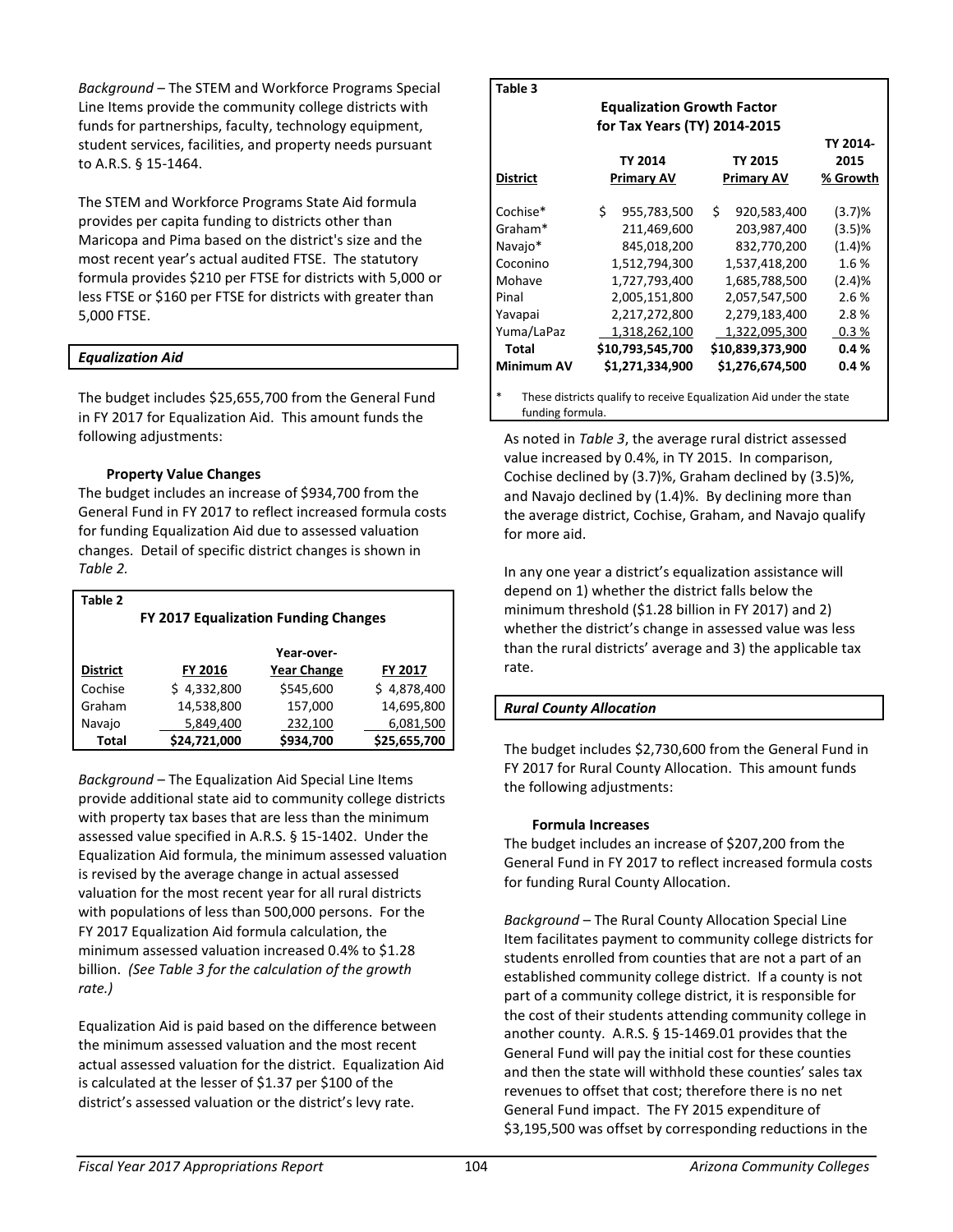*Background* – The STEM and Workforce Programs Special Line Items provide the community college districts with funds for partnerships, faculty, technology equipment, student services, facilities, and property needs pursuant to A.R.S. § 15-1464.

The STEM and Workforce Programs State Aid formula provides per capita funding to districts other than Maricopa and Pima based on the district's size and the most recent year's actual audited FTSE. The statutory formula provides $210 per FTSE for districts with 5,000 or less FTSE or $160 per FTSE for districts with greater than 5,000 FTSE.

### *Equalization Aid*

The budget includes $25,655,700 from the General Fund in FY 2017 for Equalization Aid. This amount funds the following adjustments:

**Property Value Changes**

The budget includes an increase of $934,700 from the General Fund in FY 2017 to reflect increased formula costs for funding Equalization Aid due to assessed valuation changes. Detail of specific district changes is shown in *Table 2.*

**Table 2**

**FY 2017 Equalization Funding Changes**

| District | FY 2016 | Year-over-Year Change | FY 2017 |
|---|---|---|---|
| Cochise | $ 4,332,800 | $545,600 | $ 4,878,400 |
| Graham | 14,538,800 | 157,000 | 14,695,800 |
| Navajo | 5,849,400 | 232,100 | 6,081,500 |
| **Total** | **$24,721,000** | **$934,700** | **$25,655,700** |

*Background* – The Equalization Aid Special Line Items provide additional state aid to community college districts with property tax bases that are less than the minimum assessed value specified in A.R.S. § 15-1402. Under the Equalization Aid formula, the minimum assessed valuation is revised by the average change in actual assessed valuation for the most recent year for all rural districts with populations of less than 500,000 persons. For the FY 2017 Equalization Aid formula calculation, the minimum assessed valuation increased 0.4% to $1.28 billion. *(See Table 3 for the calculation of the growth rate.)*

Equalization Aid is paid based on the difference between the minimum assessed valuation and the most recent actual assessed valuation for the district. Equalization Aid is calculated at the lesser of $1.37 per $100 of the district's assessed valuation or the district's levy rate.

**Table 3**

**Equalization Growth Factor for Tax Years (TY) 2014-2015**

| District | TY 2014 Primary AV | TY 2015 Primary AV | TY 2014-2015 % Growth |
|---|---|---|---|
| Cochise* | $ 955,783,500 | $ 920,583,400 | (3.7)% |
| Graham* | 211,469,600 | 203,987,400 | (3.5)% |
| Navajo* | 845,018,200 | 832,770,200 | (1.4)% |
| Coconino | 1,512,794,300 | 1,537,418,200 | 1.6 % |
| Mohave | 1,727,793,400 | 1,685,788,500 | (2.4)% |
| Pinal | 2,005,151,800 | 2,057,547,500 | 2.6 % |
| Yavapai | 2,217,272,800 | 2,279,183,400 | 2.8 % |
| Yuma/LaPaz | 1,318,262,100 | 1,322,095,300 | 0.3 % |
| **Total** | **$10,793,545,700** | **$10,839,373,900** | **0.4 %** |
| **Minimum AV** | **$1,271,334,900** | **$1,276,674,500** | **0.4 %** |

\* These districts qualify to receive Equalization Aid under the state funding formula.

As noted in *Table 3*, the average rural district assessed value increased by 0.4%, in TY 2015. In comparison, Cochise declined by (3.7)%, Graham declined by (3.5)%, and Navajo declined by (1.4)%. By declining more than the average district, Cochise, Graham, and Navajo qualify for more aid.

In any one year a district's equalization assistance will depend on 1) whether the district falls below the minimum threshold ($1.28 billion in FY 2017) and 2) whether the district's change in assessed value was less than the rural districts' average and 3) the applicable tax rate.

### *Rural County Allocation*

The budget includes $2,730,600 from the General Fund in FY 2017 for Rural County Allocation. This amount funds the following adjustments:

**Formula Increases**

The budget includes an increase of $207,200 from the General Fund in FY 2017 to reflect increased formula costs for funding Rural County Allocation.

*Background* – The Rural County Allocation Special Line Item facilitates payment to community college districts for students enrolled from counties that are not a part of an established community college district. If a county is not part of a community college district, it is responsible for the cost of their students attending community college in another county. A.R.S. § 15-1469.01 provides that the General Fund will pay the initial cost for these counties and then the state will withhold these counties' sales tax revenues to offset that cost; therefore there is no net General Fund impact. The FY 2015 expenditure of $3,195,500 was offset by corresponding reductions in the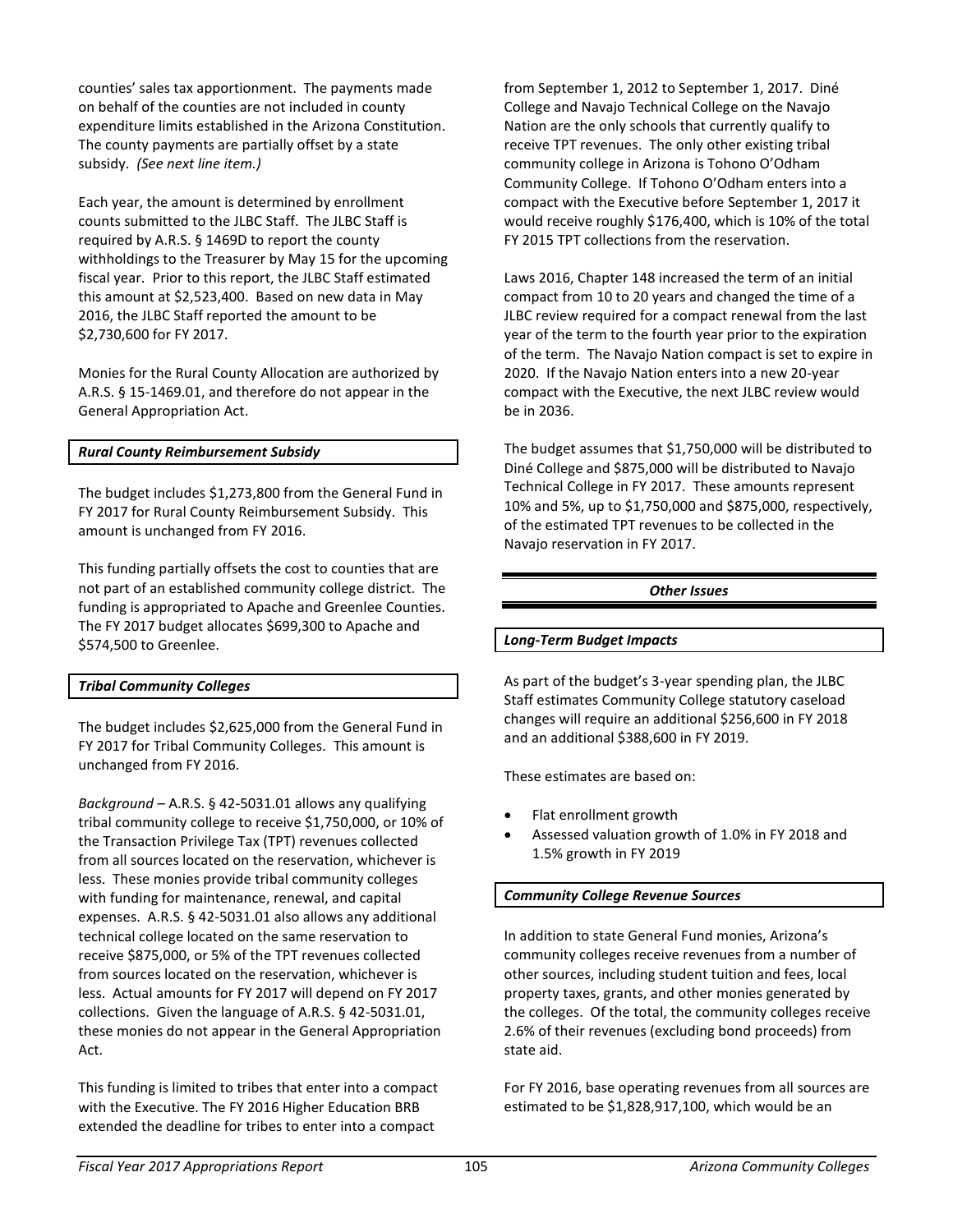counties' sales tax apportionment. The payments made on behalf of the counties are not included in county expenditure limits established in the Arizona Constitution. The county payments are partially offset by a state subsidy. *(See next line item.)*

Each year, the amount is determined by enrollment counts submitted to the JLBC Staff. The JLBC Staff is required by A.R.S. § 1469D to report the county withholdings to the Treasurer by May 15 for the upcoming fiscal year. Prior to this report, the JLBC Staff estimated this amount at $2,523,400. Based on new data in May 2016, the JLBC Staff reported the amount to be $2,730,600 for FY 2017.

Monies for the Rural County Allocation are authorized by A.R.S. § 15-1469.01, and therefore do not appear in the General Appropriation Act.

### *Rural County Reimbursement Subsidy*

The budget includes $1,273,800 from the General Fund in FY 2017 for Rural County Reimbursement Subsidy. This amount is unchanged from FY 2016.

This funding partially offsets the cost to counties that are not part of an established community college district. The funding is appropriated to Apache and Greenlee Counties. The FY 2017 budget allocates $699,300 to Apache and $574,500 to Greenlee.

### *Tribal Community Colleges*

The budget includes $2,625,000 from the General Fund in FY 2017 for Tribal Community Colleges. This amount is unchanged from FY 2016.

*Background* – A.R.S. § 42-5031.01 allows any qualifying tribal community college to receive $1,750,000, or 10% of the Transaction Privilege Tax (TPT) revenues collected from all sources located on the reservation, whichever is less. These monies provide tribal community colleges with funding for maintenance, renewal, and capital expenses. A.R.S. § 42-5031.01 also allows any additional technical college located on the same reservation to receive $875,000, or 5% of the TPT revenues collected from sources located on the reservation, whichever is less. Actual amounts for FY 2017 will depend on FY 2017 collections. Given the language of A.R.S. § 42-5031.01, these monies do not appear in the General Appropriation Act.

This funding is limited to tribes that enter into a compact with the Executive. The FY 2016 Higher Education BRB extended the deadline for tribes to enter into a compact from September 1, 2012 to September 1, 2017. Diné College and Navajo Technical College on the Navajo Nation are the only schools that currently qualify to receive TPT revenues. The only other existing tribal community college in Arizona is Tohono O'Odham Community College. If Tohono O'Odham enters into a compact with the Executive before September 1, 2017 it would receive roughly $176,400, which is 10% of the total FY 2015 TPT collections from the reservation.

Laws 2016, Chapter 148 increased the term of an initial compact from 10 to 20 years and changed the time of a JLBC review required for a compact renewal from the last year of the term to the fourth year prior to the expiration of the term. The Navajo Nation compact is set to expire in 2020. If the Navajo Nation enters into a new 20-year compact with the Executive, the next JLBC review would be in 2036.

The budget assumes that $1,750,000 will be distributed to Diné College and $875,000 will be distributed to Navajo Technical College in FY 2017. These amounts represent 10% and 5%, up to $1,750,000 and $875,000, respectively, of the estimated TPT revenues to be collected in the Navajo reservation in FY 2017.

## *Other Issues*

### *Long-Term Budget Impacts*

As part of the budget's 3-year spending plan, the JLBC Staff estimates Community College statutory caseload changes will require an additional $256,600 in FY 2018 and an additional $388,600 in FY 2019.

These estimates are based on:

- Flat enrollment growth
- Assessed valuation growth of 1.0% in FY 2018 and 1.5% growth in FY 2019

### *Community College Revenue Sources*

In addition to state General Fund monies, Arizona's community colleges receive revenues from a number of other sources, including student tuition and fees, local property taxes, grants, and other monies generated by the colleges. Of the total, the community colleges receive 2.6% of their revenues (excluding bond proceeds) from state aid.

For FY 2016, base operating revenues from all sources are estimated to be $1,828,917,100, which would be an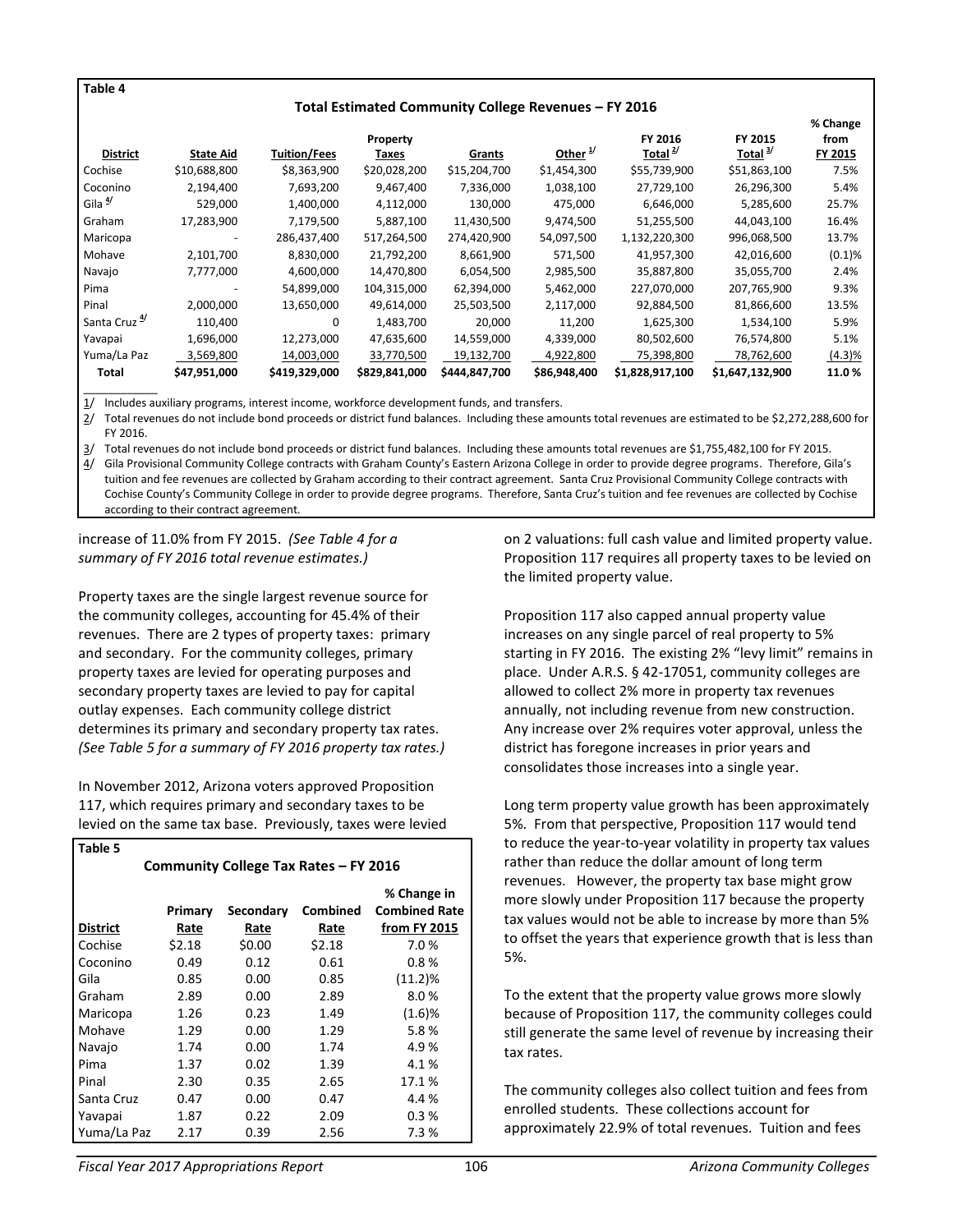**Table 4**

**Total Estimated Community College Revenues – FY 2016**

| District | State Aid | Tuition/Fees | Property Taxes | Grants | Other [1/] | FY 2016 Total [2/] | FY 2015 Total [3/] | % Change from FY 2015 |
|---|---|---|---|---|---|---|---|---|
| Cochise | $10,688,800 | $8,363,900 | $20,028,200 | $15,204,700 | $1,454,300 | $55,739,900 | $51,863,100 | 7.5% |
| Coconino | 2,194,400 | 7,693,200 | 9,467,400 | 7,336,000 | 1,038,100 | 27,729,100 | 26,296,300 | 5.4% |
| Gila [4/] | 529,000 | 1,400,000 | 4,112,000 | 130,000 | 475,000 | 6,646,000 | 5,285,600 | 25.7% |
| Graham | 17,283,900 | 7,179,500 | 5,887,100 | 11,430,500 | 9,474,500 | 51,255,500 | 44,043,100 | 16.4% |
| Maricopa | - | 286,437,400 | 517,264,500 | 274,420,900 | 54,097,500 | 1,132,220,300 | 996,068,500 | 13.7% |
| Mohave | 2,101,700 | 8,830,000 | 21,792,200 | 8,661,900 | 571,500 | 41,957,300 | 42,016,600 | (0.1)% |
| Navajo | 7,777,000 | 4,600,000 | 14,470,800 | 6,054,500 | 2,985,500 | 35,887,800 | 35,055,700 | 2.4% |
| Pima | - | 54,899,000 | 104,315,000 | 62,394,000 | 5,462,000 | 227,070,000 | 207,765,900 | 9.3% |
| Pinal | 2,000,000 | 13,650,000 | 49,614,000 | 25,503,500 | 2,117,000 | 92,884,500 | 81,866,600 | 13.5% |
| Santa Cruz [4/] | 110,400 | 0 | 1,483,700 | 20,000 | 11,200 | 1,625,300 | 1,534,100 | 5.9% |
| Yavapai | 1,696,000 | 12,273,000 | 47,635,600 | 14,559,000 | 4,339,000 | 80,502,600 | 76,574,800 | 5.1% |
| Yuma/La Paz | 3,569,800 | 14,003,000 | 33,770,500 | 19,132,700 | 4,922,800 | 75,398,800 | 78,762,600 | (4.3)% |
| **Total** | **$47,951,000** | **$419,329,000** | **$829,841,000** | **$444,847,700** | **$86,948,400** | **$1,828,917,100** | **$1,647,132,900** | **11.0%** |

1/ Includes auxiliary programs, interest income, workforce development funds, and transfers.
2/ Total revenues do not include bond proceeds or district fund balances. Including these amounts total revenues are estimated to be $2,272,288,600 for FY 2016.
3/ Total revenues do not include bond proceeds or district fund balances. Including these amounts total revenues are $1,755,482,100 for FY 2015.
4/ Gila Provisional Community College contracts with Graham County's Eastern Arizona College in order to provide degree programs. Therefore, Gila's tuition and fee revenues are collected by Graham according to their contract agreement. Santa Cruz Provisional Community College contracts with Cochise County's Community College in order to provide degree programs. Therefore, Santa Cruz's tuition and fee revenues are collected by Cochise according to their contract agreement.

increase of 11.0% from FY 2015. *(See Table 4 for a summary of FY 2016 total revenue estimates.)*

Property taxes are the single largest revenue source for the community colleges, accounting for 45.4% of their revenues. There are 2 types of property taxes: primary and secondary. For the community colleges, primary property taxes are levied for operating purposes and secondary property taxes are levied to pay for capital outlay expenses. Each community college district determines its primary and secondary property tax rates. *(See Table 5 for a summary of FY 2016 property tax rates.)*

In November 2012, Arizona voters approved Proposition 117, which requires primary and secondary taxes to be levied on the same tax base. Previously, taxes were levied on 2 valuations: full cash value and limited property value. Proposition 117 requires all property taxes to be levied on the limited property value.

**Table 5**

**Community College Tax Rates – FY 2016**

| District | Primary Rate | Secondary Rate | Combined Rate | % Change in Combined Rate from FY 2015 |
|---|---|---|---|---|
| Cochise | $2.18 | $0.00 | $2.18 | 7.0 % |
| Coconino | 0.49 | 0.12 | 0.61 | 0.8 % |
| Gila | 0.85 | 0.00 | 0.85 | (11.2)% |
| Graham | 2.89 | 0.00 | 2.89 | 8.0 % |
| Maricopa | 1.26 | 0.23 | 1.49 | (1.6)% |
| Mohave | 1.29 | 0.00 | 1.29 | 5.8 % |
| Navajo | 1.74 | 0.00 | 1.74 | 4.9 % |
| Pima | 1.37 | 0.02 | 1.39 | 4.1 % |
| Pinal | 2.30 | 0.35 | 2.65 | 17.1 % |
| Santa Cruz | 0.47 | 0.00 | 0.47 | 4.4 % |
| Yavapai | 1.87 | 0.22 | 2.09 | 0.3 % |
| Yuma/La Paz | 2.17 | 0.39 | 2.56 | 7.3 % |

Proposition 117 also capped annual property value increases on any single parcel of real property to 5% starting in FY 2016. The existing 2% "levy limit" remains in place. Under A.R.S. § 42-17051, community colleges are allowed to collect 2% more in property tax revenues annually, not including revenue from new construction. Any increase over 2% requires voter approval, unless the district has foregone increases in prior years and consolidates those increases into a single year.

Long term property value growth has been approximately 5%. From that perspective, Proposition 117 would tend to reduce the year-to-year volatility in property tax values rather than reduce the dollar amount of long term revenues. However, the property tax base might grow more slowly under Proposition 117 because the property tax values would not be able to increase by more than 5% to offset the years that experience growth that is less than 5%.

To the extent that the property value grows more slowly because of Proposition 117, the community colleges could still generate the same level of revenue by increasing their tax rates.

The community colleges also collect tuition and fees from enrolled students. These collections account for approximately 22.9% of total revenues. Tuition and fees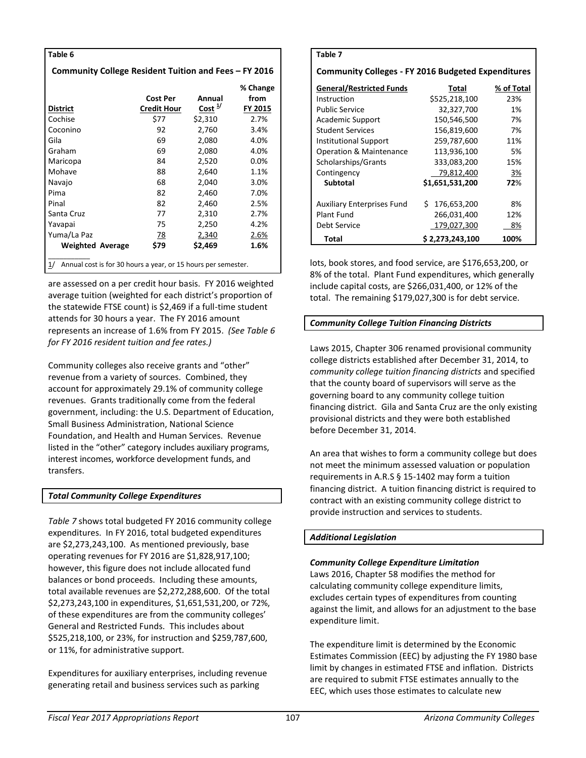**Table 6**

**Community College Resident Tuition and Fees – FY 2016**

| District | Cost Per Credit Hour | Annual Cost [1/] | % Change from FY 2015 |
|---|---|---|---|
| Cochise | $77 | $2,310 | 2.7% |
| Coconino | 92 | 2,760 | 3.4% |
| Gila | 69 | 2,080 | 4.0% |
| Graham | 69 | 2,080 | 4.0% |
| Maricopa | 84 | 2,520 | 0.0% |
| Mohave | 88 | 2,640 | 1.1% |
| Navajo | 68 | 2,040 | 3.0% |
| Pima | 82 | 2,460 | 7.0% |
| Pinal | 82 | 2,460 | 2.5% |
| Santa Cruz | 77 | 2,310 | 2.7% |
| Yavapai | 75 | 2,250 | 4.2% |
| Yuma/La Paz | 78 | 2,340 | 2.6% |
| **Weighted Average** | **$79** | **$2,469** | **1.6%** |

1/ Annual cost is for 30 hours a year, or 15 hours per semester.

are assessed on a per credit hour basis. FY 2016 weighted average tuition (weighted for each district's proportion of the statewide FTSE count) is $2,469 if a full-time student attends for 30 hours a year. The FY 2016 amount represents an increase of 1.6% from FY 2015. *(See Table 6 for FY 2016 resident tuition and fee rates.)*

Community colleges also receive grants and "other" revenue from a variety of sources. Combined, they account for approximately 29.1% of community college revenues. Grants traditionally come from the federal government, including: the U.S. Department of Education, Small Business Administration, National Science Foundation, and Health and Human Services. Revenue listed in the "other" category includes auxiliary programs, interest incomes, workforce development funds, and transfers.

### *Total Community College Expenditures*

*Table 7* shows total budgeted FY 2016 community college expenditures. In FY 2016, total budgeted expenditures are $2,273,243,100. As mentioned previously, base operating revenues for FY 2016 are $1,828,917,100; however, this figure does not include allocated fund balances or bond proceeds. Including these amounts, total available revenues are $2,272,288,600. Of the total $2,273,243,100 in expenditures, $1,651,531,200, or 72%, of these expenditures are from the community colleges' General and Restricted Funds. This includes about $525,218,100, or 23%, for instruction and $259,787,600, or 11%, for administrative support.

Expenditures for auxiliary enterprises, including revenue generating retail and business services such as parking

**Table 7**

**Community Colleges - FY 2016 Budgeted Expenditures**

| General/Restricted Funds | Total | % of Total |
|---|---|---|
| Instruction | $525,218,100 | 23% |
| Public Service | 32,327,700 | 1% |
| Academic Support | 150,546,500 | 7% |
| Student Services | 156,819,600 | 7% |
| Institutional Support | 259,787,600 | 11% |
| Operation & Maintenance | 113,936,100 | 5% |
| Scholarships/Grants | 333,083,200 | 15% |
| Contingency | 79,812,400 | 3% |
| **Subtotal** | **$1,651,531,200** | **72%** |
| | | |
| Auxiliary Enterprises Fund | $ 176,653,200 | 8% |
| Plant Fund | 266,031,400 | 12% |
| Debt Service | 179,027,300 | 8% |
| **Total** | **$ 2,273,243,100** | **100%** |

lots, book stores, and food service, are $176,653,200, or 8% of the total. Plant Fund expenditures, which generally include capital costs, are $266,031,400, or 12% of the total. The remaining $179,027,300 is for debt service.

### *Community College Tuition Financing Districts*

Laws 2015, Chapter 306 renamed provisional community college districts established after December 31, 2014, to *community college tuition financing districts* and specified that the county board of supervisors will serve as the governing board to any community college tuition financing district. Gila and Santa Cruz are the only existing provisional districts and they were both established before December 31, 2014.

An area that wishes to form a community college but does not meet the minimum assessed valuation or population requirements in A.R.S § 15-1402 may form a tuition financing district. A tuition financing district is required to contract with an existing community college district to provide instruction and services to students.

### *Additional Legislation*

#### *Community College Expenditure Limitation*

Laws 2016, Chapter 58 modifies the method for calculating community college expenditure limits, excludes certain types of expenditures from counting against the limit, and allows for an adjustment to the base expenditure limit.

The expenditure limit is determined by the Economic Estimates Commission (EEC) by adjusting the FY 1980 base limit by changes in estimated FTSE and inflation. Districts are required to submit FTSE estimates annually to the EEC, which uses those estimates to calculate new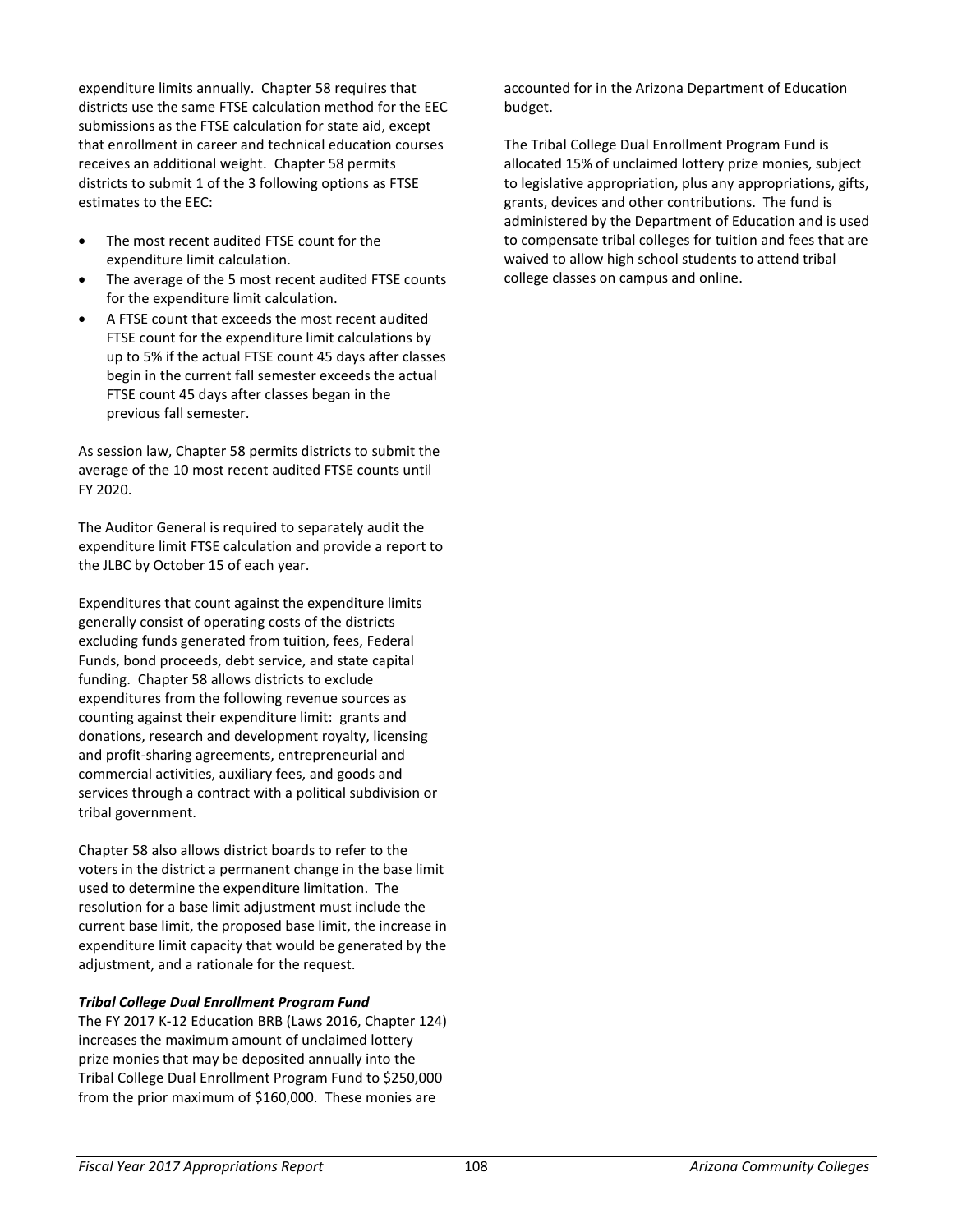expenditure limits annually. Chapter 58 requires that districts use the same FTSE calculation method for the EEC submissions as the FTSE calculation for state aid, except that enrollment in career and technical education courses receives an additional weight. Chapter 58 permits districts to submit 1 of the 3 following options as FTSE estimates to the EEC:

- The most recent audited FTSE count for the expenditure limit calculation.
- The average of the 5 most recent audited FTSE counts for the expenditure limit calculation.
- A FTSE count that exceeds the most recent audited FTSE count for the expenditure limit calculations by up to 5% if the actual FTSE count 45 days after classes begin in the current fall semester exceeds the actual FTSE count 45 days after classes began in the previous fall semester.

As session law, Chapter 58 permits districts to submit the average of the 10 most recent audited FTSE counts until FY 2020.

The Auditor General is required to separately audit the expenditure limit FTSE calculation and provide a report to the JLBC by October 15 of each year.

Expenditures that count against the expenditure limits generally consist of operating costs of the districts excluding funds generated from tuition, fees, Federal Funds, bond proceeds, debt service, and state capital funding. Chapter 58 allows districts to exclude expenditures from the following revenue sources as counting against their expenditure limit: grants and donations, research and development royalty, licensing and profit-sharing agreements, entrepreneurial and commercial activities, auxiliary fees, and goods and services through a contract with a political subdivision or tribal government.

Chapter 58 also allows district boards to refer to the voters in the district a permanent change in the base limit used to determine the expenditure limitation. The resolution for a base limit adjustment must include the current base limit, the proposed base limit, the increase in expenditure limit capacity that would be generated by the adjustment, and a rationale for the request.

***Tribal College Dual Enrollment Program Fund***

The FY 2017 K-12 Education BRB (Laws 2016, Chapter 124) increases the maximum amount of unclaimed lottery prize monies that may be deposited annually into the Tribal College Dual Enrollment Program Fund to $250,000 from the prior maximum of $160,000. These monies are accounted for in the Arizona Department of Education budget.

The Tribal College Dual Enrollment Program Fund is allocated 15% of unclaimed lottery prize monies, subject to legislative appropriation, plus any appropriations, gifts, grants, devices and other contributions. The fund is administered by the Department of Education and is used to compensate tribal colleges for tuition and fees that are waived to allow high school students to attend tribal college classes on campus and online.